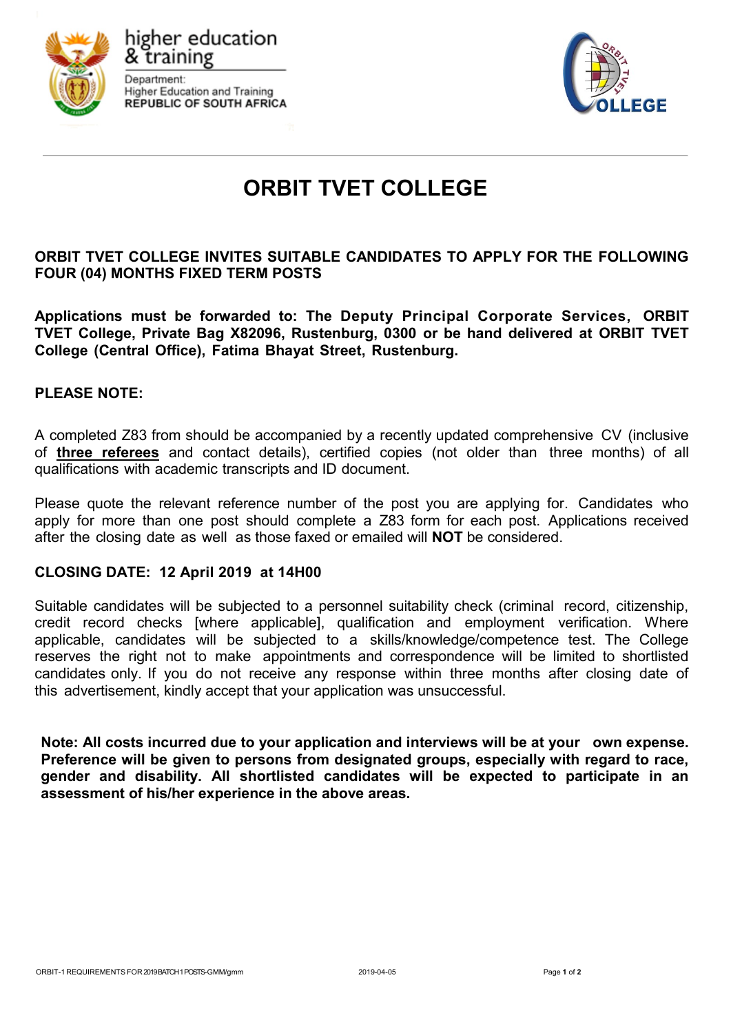higher education & training

Department:
Higher Education and Training
REPUBLIC OF SOUTH AFRICA

# ORBIT TVET COLLEGE

**ORBIT TVET COLLEGE INVITES SUITABLE CANDIDATES TO APPLY FOR THE FOLLOWING FOUR (04) MONTHS FIXED TERM POSTS**

**Applications must be forwarded to: The Deputy Principal Corporate Services, ORBIT TVET College, Private Bag X82096, Rustenburg, 0300 or be hand delivered at ORBIT TVET College (Central Office), Fatima Bhayat Street, Rustenburg.**

**PLEASE NOTE:**

A completed Z83 from should be accompanied by a recently updated comprehensive CV (inclusive of **three referees** and contact details), certified copies (not older than three months) of all qualifications with academic transcripts and ID document.

Please quote the relevant reference number of the post you are applying for. Candidates who apply for more than one post should complete a Z83 form for each post. Applications received after the closing date as well as those faxed or emailed will **NOT** be considered.

**CLOSING DATE: 12 April 2019 at 14H00**

Suitable candidates will be subjected to a personnel suitability check (criminal record, citizenship, credit record checks [where applicable], qualification and employment verification. Where applicable, candidates will be subjected to a skills/knowledge/competence test. The College reserves the right not to make appointments and correspondence will be limited to shortlisted candidates only. If you do not receive any response within three months after closing date of this advertisement, kindly accept that your application was unsuccessful.

**Note: All costs incurred due to your application and interviews will be at your own expense. Preference will be given to persons from designated groups, especially with regard to race, gender and disability. All shortlisted candidates will be expected to participate in an assessment of his/her experience in the above areas.**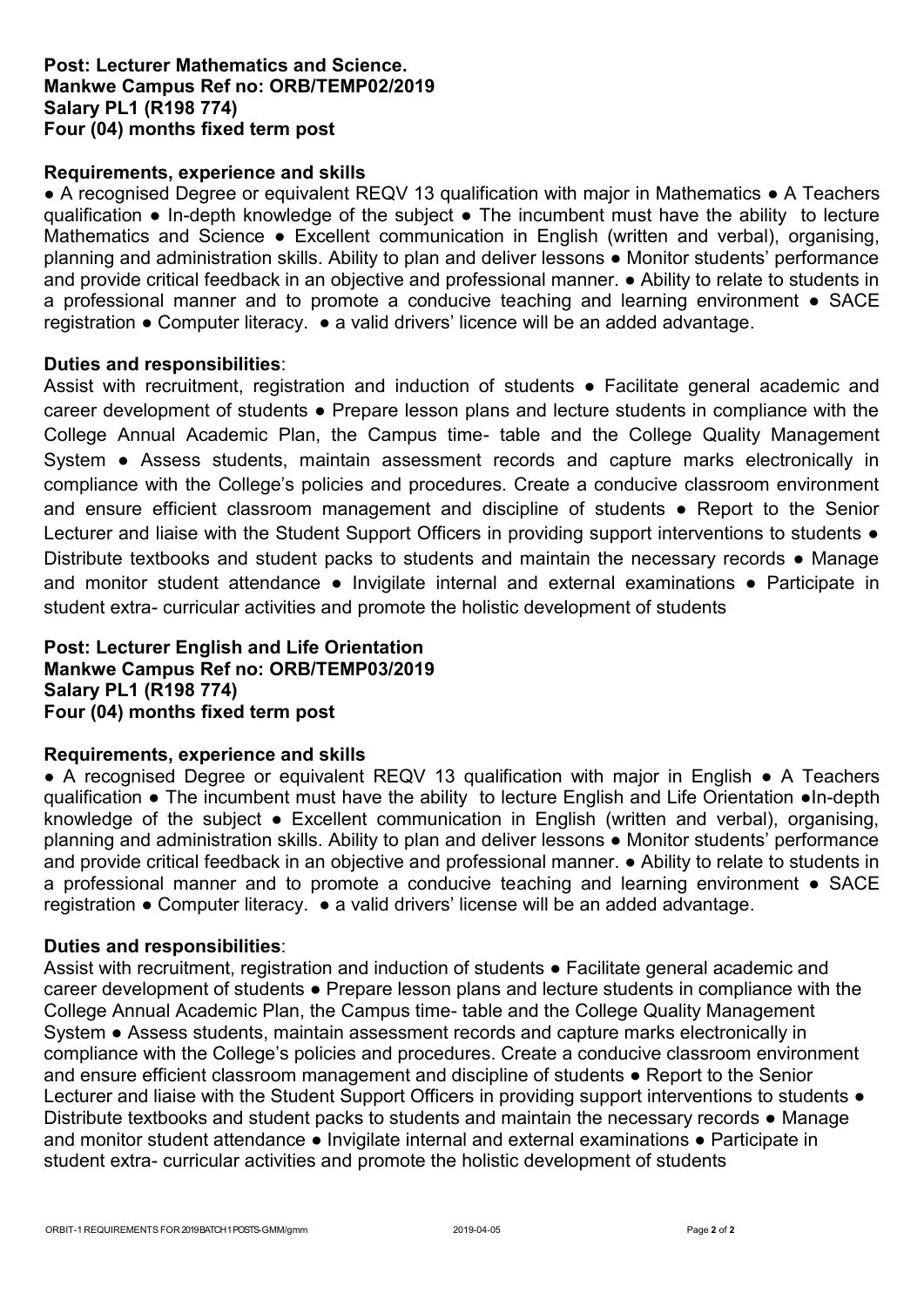**Post: Lecturer Mathematics and Science.**
**Mankwe Campus Ref no: ORB/TEMP02/2019**
**Salary PL1 (R198 774)**
**Four (04) months fixed term post**

**Requirements, experience and skills**

● A recognised Degree or equivalent REQV 13 qualification with major in Mathematics ● A Teachers qualification ● In-depth knowledge of the subject ● The incumbent must have the ability to lecture Mathematics and Science ● Excellent communication in English (written and verbal), organising, planning and administration skills. Ability to plan and deliver lessons ● Monitor students' performance and provide critical feedback in an objective and professional manner. ● Ability to relate to students in a professional manner and to promote a conducive teaching and learning environment ● SACE registration ● Computer literacy. ● a valid drivers' licence will be an added advantage.

**Duties and responsibilities**:

Assist with recruitment, registration and induction of students ● Facilitate general academic and career development of students ● Prepare lesson plans and lecture students in compliance with the College Annual Academic Plan, the Campus time- table and the College Quality Management System ● Assess students, maintain assessment records and capture marks electronically in compliance with the College's policies and procedures. Create a conducive classroom environment and ensure efficient classroom management and discipline of students ● Report to the Senior Lecturer and liaise with the Student Support Officers in providing support interventions to students ● Distribute textbooks and student packs to students and maintain the necessary records ● Manage and monitor student attendance ● Invigilate internal and external examinations ● Participate in student extra- curricular activities and promote the holistic development of students

**Post: Lecturer English and Life Orientation**
**Mankwe Campus Ref no: ORB/TEMP03/2019**
**Salary PL1 (R198 774)**
**Four (04) months fixed term post**

**Requirements, experience and skills**

● A recognised Degree or equivalent REQV 13 qualification with major in English ● A Teachers qualification ● The incumbent must have the ability to lecture English and Life Orientation ●In-depth knowledge of the subject ● Excellent communication in English (written and verbal), organising, planning and administration skills. Ability to plan and deliver lessons ● Monitor students' performance and provide critical feedback in an objective and professional manner. ● Ability to relate to students in a professional manner and to promote a conducive teaching and learning environment ● SACE registration ● Computer literacy. ● a valid drivers' license will be an added advantage.

**Duties and responsibilities**:

Assist with recruitment, registration and induction of students ● Facilitate general academic and career development of students ● Prepare lesson plans and lecture students in compliance with the College Annual Academic Plan, the Campus time- table and the College Quality Management System ● Assess students, maintain assessment records and capture marks electronically in compliance with the College's policies and procedures. Create a conducive classroom environment and ensure efficient classroom management and discipline of students ● Report to the Senior Lecturer and liaise with the Student Support Officers in providing support interventions to students ● Distribute textbooks and student packs to students and maintain the necessary records ● Manage and monitor student attendance ● Invigilate internal and external examinations ● Participate in student extra- curricular activities and promote the holistic development of students